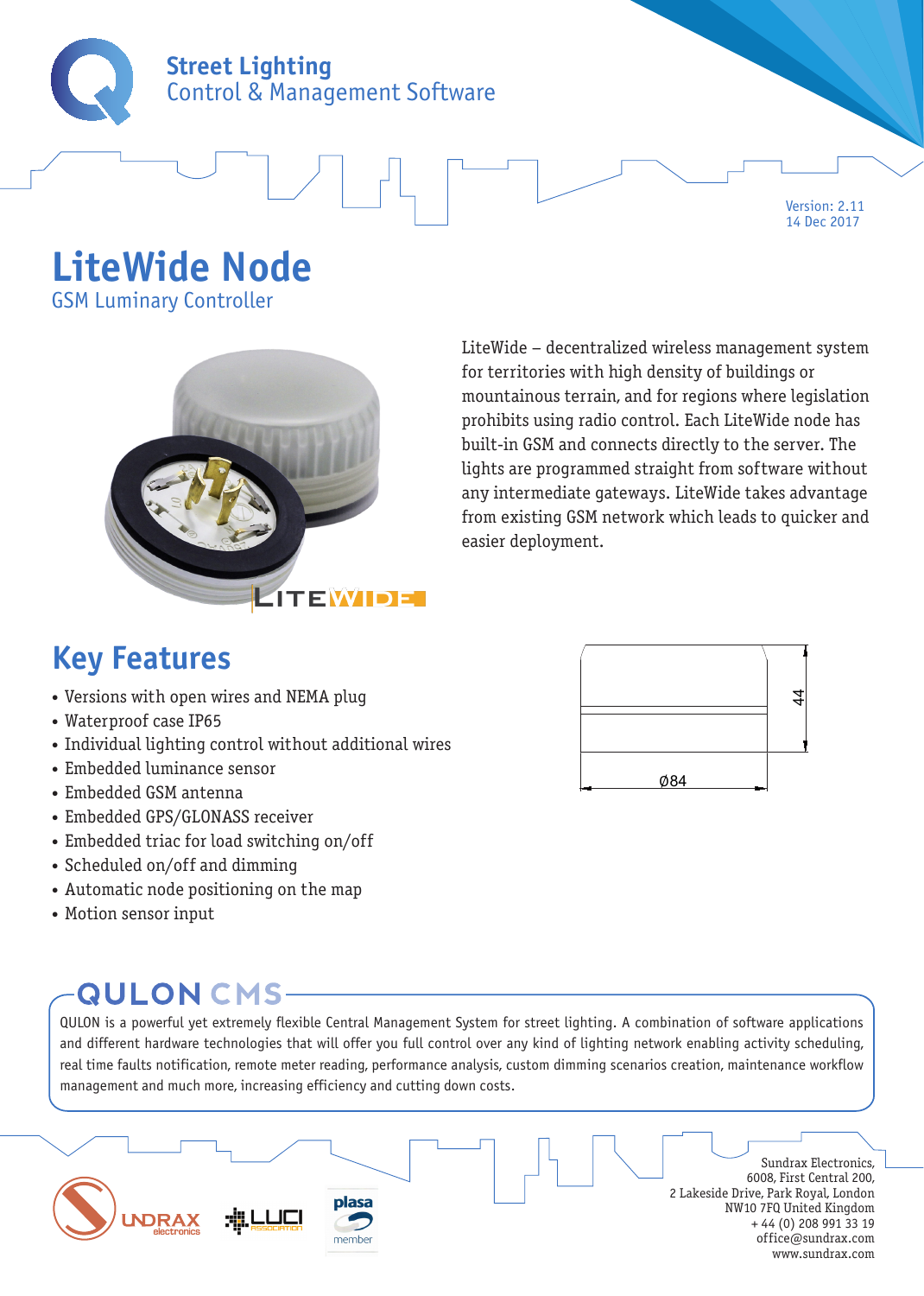**Street Lighting**
Control & Management Software

Version: 2.11
14 Dec 2017

# LiteWide Node

GSM Luminary Controller

LiteWide – decentralized wireless management system for territories with high density of buildings or mountainous terrain, and for regions where legislation prohibits using radio control. Each LiteWide node has built-in GSM and connects directly to the server. The lights are programmed straight from software without any intermediate gateways. LiteWide takes advantage from existing GSM network which leads to quicker and easier deployment.

## Key Features

- Versions with open wires and NEMA plug
- Waterproof case IP65
- Individual lighting control without additional wires
- Embedded luminance sensor
- Embedded GSM antenna
- Embedded GPS/GLONASS receiver
- Embedded triac for load switching on/off
- Scheduled on/off and dimming
- Automatic node positioning on the map
- Motion sensor input

44

Ø84

## QULON CMS

QULON is a powerful yet extremely flexible Central Management System for street lighting. A combination of software applications and different hardware technologies that will offer you full control over any kind of lighting network enabling activity scheduling, real time faults notification, remote meter reading, performance analysis, custom dimming scenarios creation, maintenance workflow management and much more, increasing efficiency and cutting down costs.

Sundrax Electronics,
6008, First Central 200,
2 Lakeside Drive, Park Royal, London
NW10 7FQ United Kingdom
+ 44 (0) 208 991 33 19
office@sundrax.com
www.sundrax.com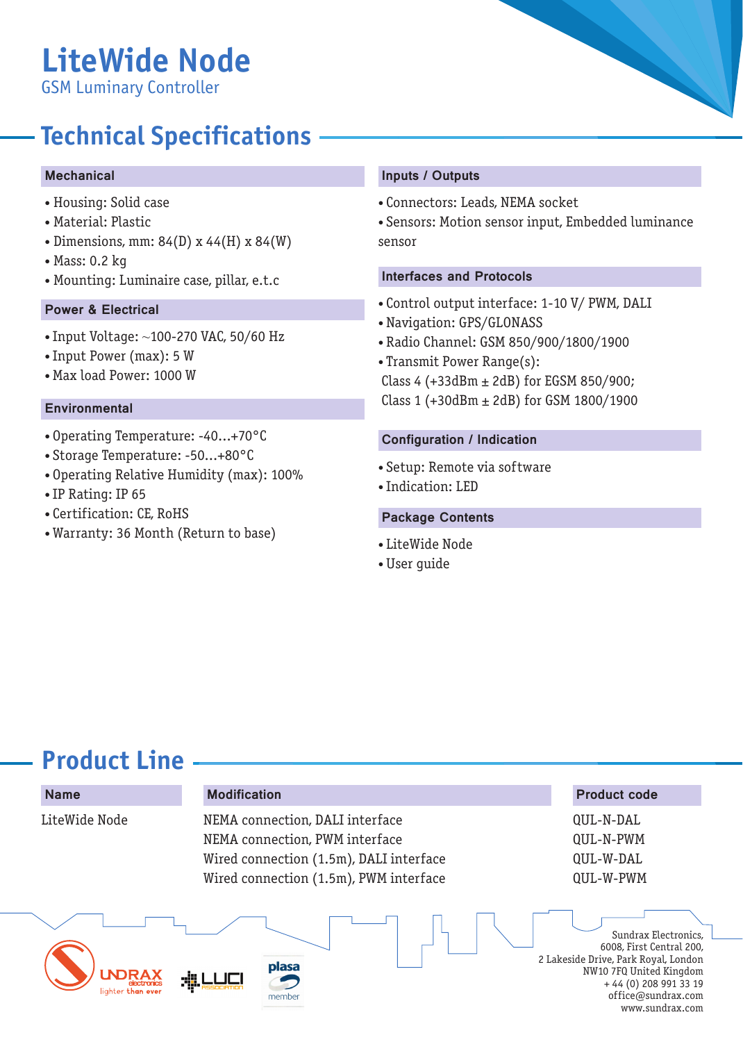# LiteWide Node

GSM Luminary Controller

## Technical Specifications

### Mechanical

- Housing: Solid case
- Material: Plastic
- Dimensions, mm: 84(D) x 44(H) x 84(W)
- Mass: 0.2 kg
- Mounting: Luminaire case, pillar, e.t.c

### Power & Electrical

- Input Voltage: ~100-270 VAC, 50/60 Hz
- Input Power (max): 5 W
- Max load Power: 1000 W

### Environmental

- Operating Temperature: -40...+70°C
- Storage Temperature: -50...+80°C
- Operating Relative Humidity (max): 100%
- IP Rating: IP 65
- Certification: CE, RoHS
- Warranty: 36 Month (Return to base)

### Inputs / Outputs

- Connectors: Leads, NEMA socket
- Sensors: Motion sensor input, Embedded luminance sensor

### Interfaces and Protocols

- Control output interface: 1-10 V/ PWM, DALI
- Navigation: GPS/GLONASS
- Radio Channel: GSM 850/900/1800/1900
- Transmit Power Range(s):
  Class 4 (+33dBm ± 2dB) for EGSM 850/900;
  Class 1 (+30dBm ± 2dB) for GSM 1800/1900

### Configuration / Indication

- Setup: Remote via software
- Indication: LED

### Package Contents

- LiteWide Node
- User guide

## Product Line

| Name | Modification | Product code |
|---|---|---|
| LiteWide Node | NEMA connection, DALI interface | QUL-N-DAL |
| | NEMA connection, PWM interface | QUL-N-PWM |
| | Wired connection (1.5m), DALI interface | QUL-W-DAL |
| | Wired connection (1.5m), PWM interface | QUL-W-PWM |

Sundrax Electronics,
6008, First Central 200,
2 Lakeside Drive, Park Royal, London
NW10 7FQ United Kingdom
+ 44 (0) 208 991 33 19
office@sundrax.com
www.sundrax.com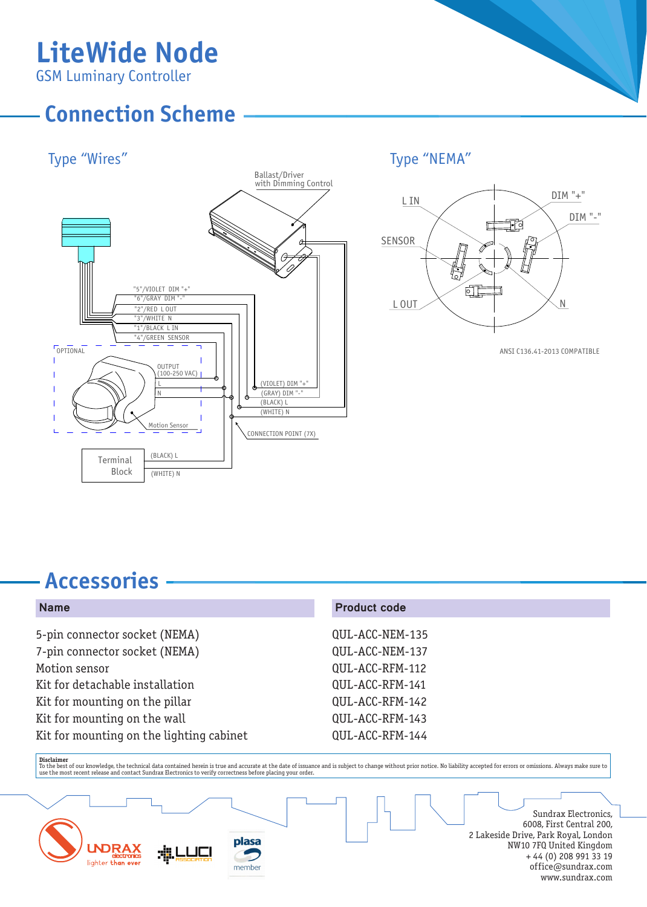# LiteWide Node

GSM Luminary Controller

## Connection Scheme

### Type "Wires"

Ballast/Driver with Dimming Control

"5"/VIOLET DIM "+"
"6"/GRAY DIM "-"
"2"/RED L OUT
"3"/WHITE N
"1"/BLACK L IN
"4"/GREEN SENSOR

OPTIONAL

OUTPUT (100-250 VAC)
L
N
Motion Sensor

(VIOLET) DIM "+"
(GRAY) DIM "-"
(BLACK) L
(WHITE) N

CONNECTION POINT (7X)

Terminal Block
(BLACK) L
(WHITE) N

### Type "NEMA"

L IN
DIM "+"
DIM "-"
SENSOR
L OUT
N

ANSI C136.41-2013 COMPATIBLE

## Accessories

| Name | Product code |
|---|---|
| 5-pin connector socket (NEMA) | QUL-ACC-NEM-135 |
| 7-pin connector socket (NEMA) | QUL-ACC-NEM-137 |
| Motion sensor | QUL-ACC-RFM-112 |
| Kit for detachable installation | QUL-ACC-RFM-141 |
| Kit for mounting on the pillar | QUL-ACC-RFM-142 |
| Kit for mounting on the wall | QUL-ACC-RFM-143 |
| Kit for mounting on the lighting cabinet | QUL-ACC-RFM-144 |

**Disclaimer**
To the best of our knowledge, the technical data contained herein is true and accurate at the date of issuance and is subject to change without prior notice. No liability accepted for errors or omissions. Always make sure to use the most recent release and contact Sundrax Electronics to verify correctness before placing your order.

SUNDRAX electronics lighter than ever

LUCI ASSOCIATION

plasa member

Sundrax Electronics,
6008, First Central 200,
2 Lakeside Drive, Park Royal, London
NW10 7FQ United Kingdom
+ 44 (0) 208 991 33 19
office@sundrax.com
www.sundrax.com